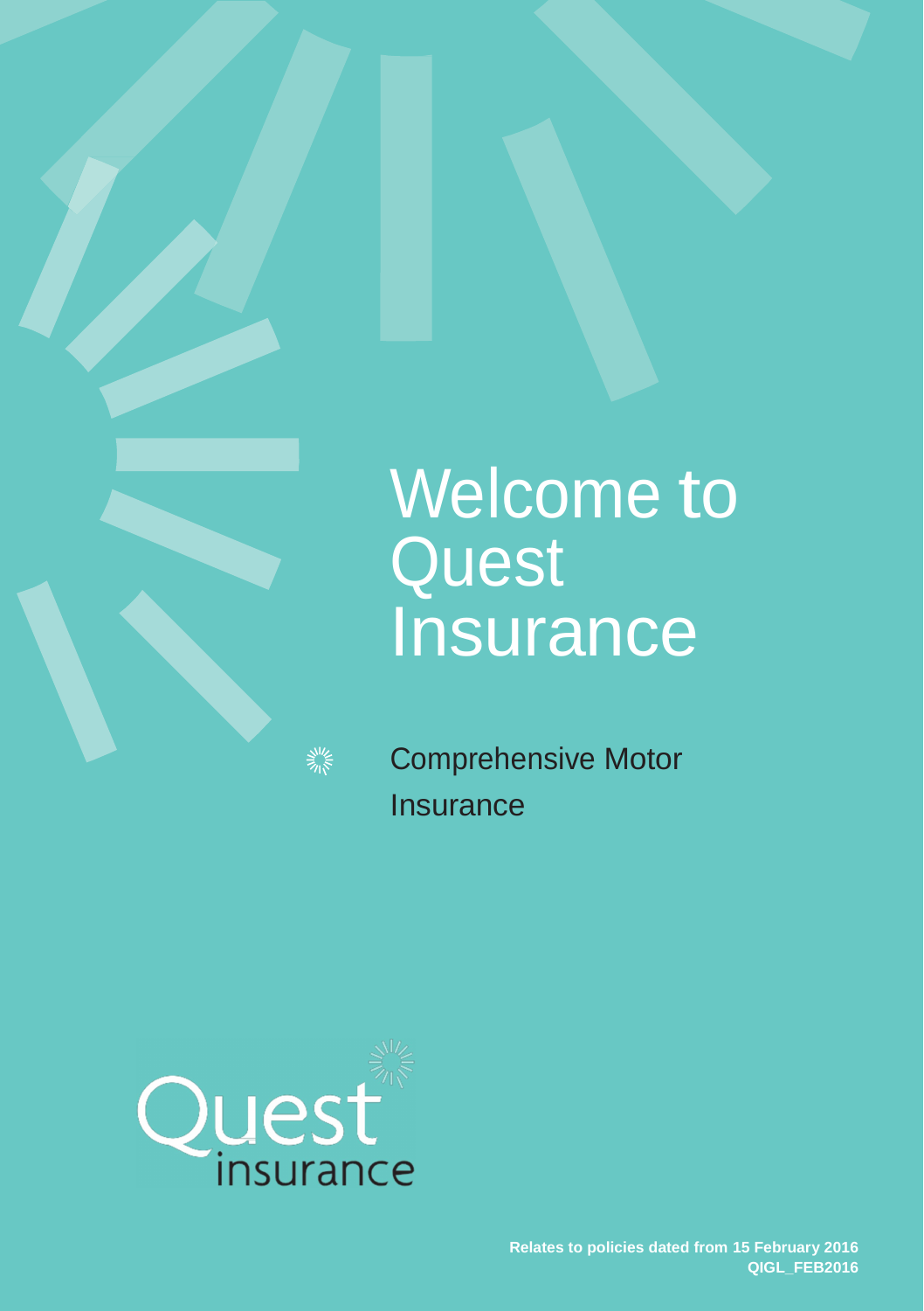# Welcome to Quest Insurance

## Comprehensive Motor Insurance

Quest insurance

**Relates to policies dated from 15 February 2016**
**QIGL_FEB2016**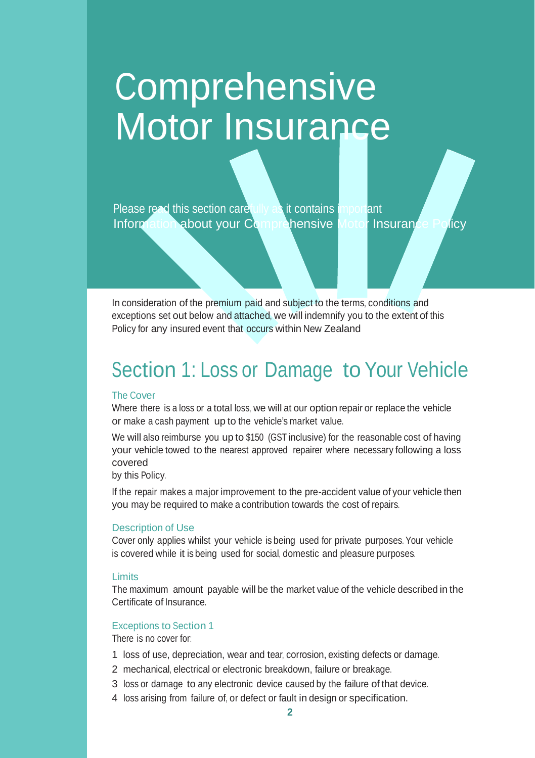# Comprehensive Motor Insurance

Please read this section carefully as it contains important Information about your Comprehensive Motor Insurance Policy

In consideration of the premium paid and subject to the terms, conditions and exceptions set out below and attached, we will indemnify you to the extent of this Policy for any insured event that occurs within New Zealand

## Section 1: Loss or Damage to Your Vehicle

### The Cover

Where there is a loss or a total loss, we will at our option repair or replace the vehicle or make a cash payment up to the vehicle's market value.

We will also reimburse you up to $150 (GST inclusive) for the reasonable cost of having your vehicle towed to the nearest approved repairer where necessary following a loss covered by this Policy.

If the repair makes a major improvement to the pre-accident value of your vehicle then you may be required to make a contribution towards the cost of repairs.

### Description of Use

Cover only applies whilst your vehicle is being used for private purposes. Your vehicle is covered while it is being used for social, domestic and pleasure purposes.

### Limits

The maximum amount payable will be the market value of the vehicle described in the Certificate of Insurance.

### Exceptions to Section 1

There is no cover for:

1 loss of use, depreciation, wear and tear, corrosion, existing defects or damage.
2 mechanical, electrical or electronic breakdown, failure or breakage.
3 loss or damage to any electronic device caused by the failure of that device.
4 loss arising from failure of, or defect or fault in design or specification.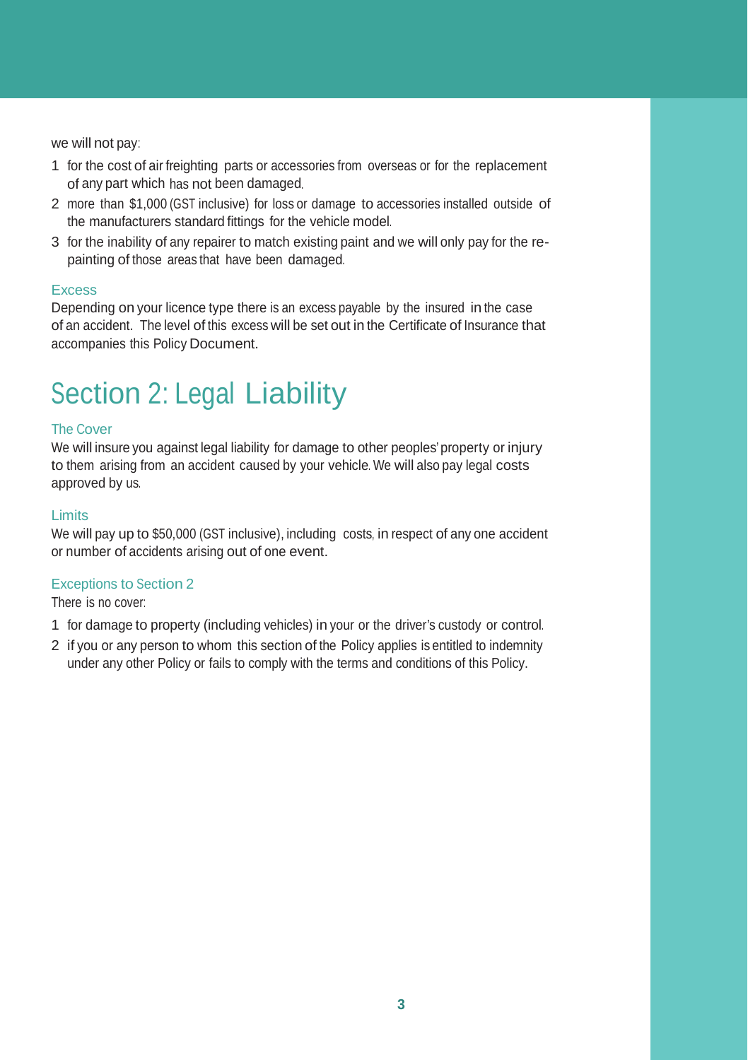we will not pay:

1 for the cost of air freighting parts or accessories from overseas or for the replacement of any part which has not been damaged.
2 more than $1,000 (GST inclusive) for loss or damage to accessories installed outside of the manufacturers standard fittings for the vehicle model.
3 for the inability of any repairer to match existing paint and we will only pay for the re-painting of those areas that have been damaged.

### Excess

Depending on your licence type there is an excess payable by the insured in the case of an accident. The level of this excess will be set out in the Certificate of Insurance that accompanies this Policy Document.

## Section 2: Legal Liability

### The Cover

We will insure you against legal liability for damage to other peoples' property or injury to them arising from an accident caused by your vehicle. We will also pay legal costs approved by us.

### Limits

We will pay up to $50,000 (GST inclusive), including costs, in respect of any one accident or number of accidents arising out of one event.

### Exceptions to Section 2

There is no cover:

1 for damage to property (including vehicles) in your or the driver's custody or control.
2 if you or any person to whom this section of the Policy applies is entitled to indemnity under any other Policy or fails to comply with the terms and conditions of this Policy.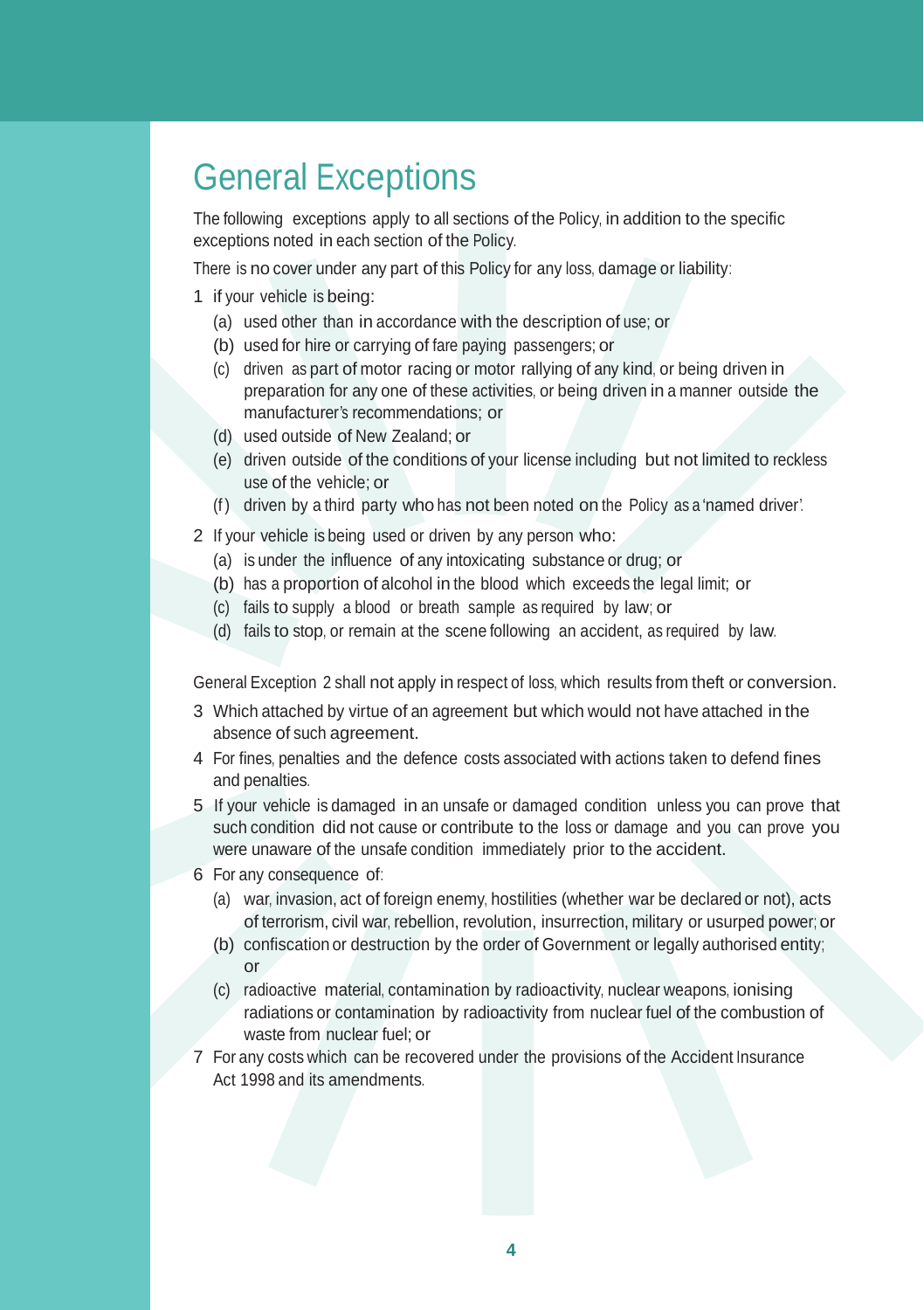# General Exceptions

The following exceptions apply to all sections of the Policy, in addition to the specific exceptions noted in each section of the Policy.

There is no cover under any part of this Policy for any loss, damage or liability:

1. if your vehicle is being:
   (a) used other than in accordance with the description of use; or
   (b) used for hire or carrying of fare paying passengers; or
   (c) driven as part of motor racing or motor rallying of any kind, or being driven in preparation for any one of these activities, or being driven in a manner outside the manufacturer's recommendations; or
   (d) used outside of New Zealand; or
   (e) driven outside of the conditions of your license including but not limited to reckless use of the vehicle; or
   (f) driven by a third party who has not been noted on the Policy as a 'named driver'.
2. If your vehicle is being used or driven by any person who:
   (a) is under the influence of any intoxicating substance or drug; or
   (b) has a proportion of alcohol in the blood which exceeds the legal limit; or
   (c) fails to supply a blood or breath sample as required by law; or
   (d) fails to stop, or remain at the scene following an accident, as required by law.

General Exception 2 shall not apply in respect of loss, which results from theft or conversion.

3. Which attached by virtue of an agreement but which would not have attached in the absence of such agreement.
4. For fines, penalties and the defence costs associated with actions taken to defend fines and penalties.
5. If your vehicle is damaged in an unsafe or damaged condition unless you can prove that such condition did not cause or contribute to the loss or damage and you can prove you were unaware of the unsafe condition immediately prior to the accident.
6. For any consequence of:
   (a) war, invasion, act of foreign enemy, hostilities (whether war be declared or not), acts of terrorism, civil war, rebellion, revolution, insurrection, military or usurped power; or
   (b) confiscation or destruction by the order of Government or legally authorised entity; or
   (c) radioactive material, contamination by radioactivity, nuclear weapons, ionising radiations or contamination by radioactivity from nuclear fuel of the combustion of waste from nuclear fuel; or
7. For any costs which can be recovered under the provisions of the Accident Insurance Act 1998 and its amendments.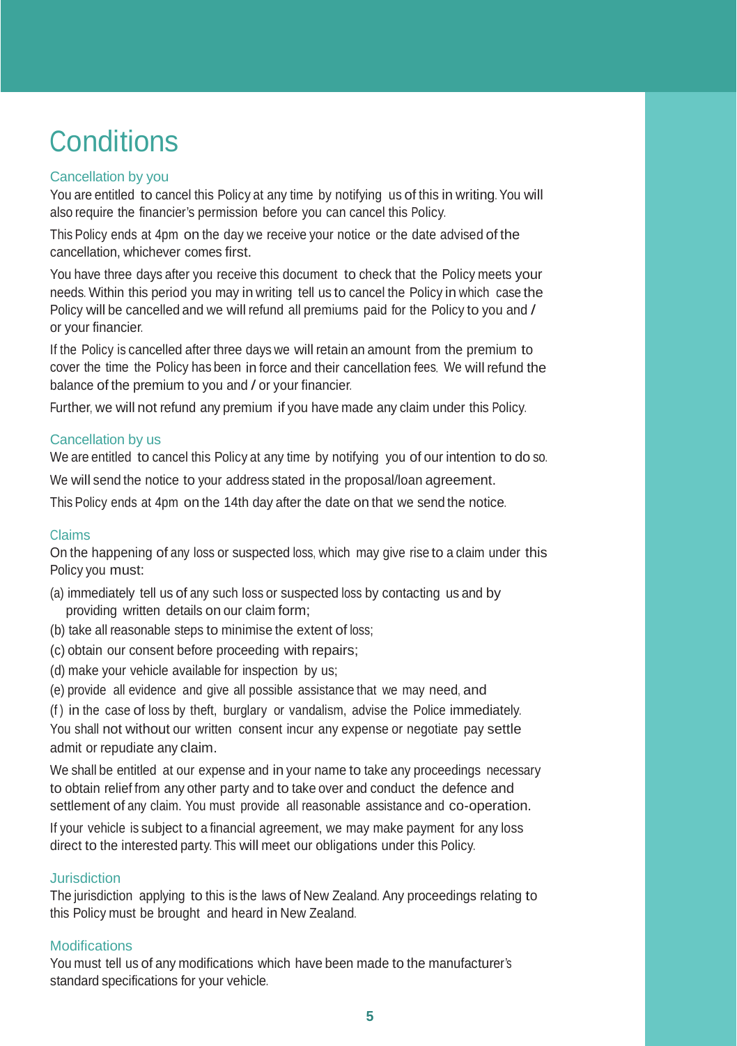# Conditions

## Cancellation by you

You are entitled to cancel this Policy at any time by notifying us of this in writing. You will also require the financier's permission before you can cancel this Policy.

This Policy ends at 4pm on the day we receive your notice or the date advised of the cancellation, whichever comes first.

You have three days after you receive this document to check that the Policy meets your needs. Within this period you may in writing tell us to cancel the Policy in which case the Policy will be cancelled and we will refund all premiums paid for the Policy to you and / or your financier.

If the Policy is cancelled after three days we will retain an amount from the premium to cover the time the Policy has been in force and their cancellation fees. We will refund the balance of the premium to you and / or your financier.

Further, we will not refund any premium if you have made any claim under this Policy.

## Cancellation by us

We are entitled to cancel this Policy at any time by notifying you of our intention to do so.

We will send the notice to your address stated in the proposal/loan agreement.

This Policy ends at 4pm on the 14th day after the date on that we send the notice.

## Claims

On the happening of any loss or suspected loss, which may give rise to a claim under this Policy you must:

(a) immediately tell us of any such loss or suspected loss by contacting us and by providing written details on our claim form;

(b) take all reasonable steps to minimise the extent of loss;

(c) obtain our consent before proceeding with repairs;

(d) make your vehicle available for inspection by us;

(e) provide all evidence and give all possible assistance that we may need, and

(f) in the case of loss by theft, burglary or vandalism, advise the Police immediately.

You shall not without our written consent incur any expense or negotiate pay settle admit or repudiate any claim.

We shall be entitled at our expense and in your name to take any proceedings necessary to obtain relief from any other party and to take over and conduct the defence and settlement of any claim. You must provide all reasonable assistance and co-operation.

If your vehicle is subject to a financial agreement, we may make payment for any loss direct to the interested party. This will meet our obligations under this Policy.

## Jurisdiction

The jurisdiction applying to this is the laws of New Zealand. Any proceedings relating to this Policy must be brought and heard in New Zealand.

## Modifications

You must tell us of any modifications which have been made to the manufacturer's standard specifications for your vehicle.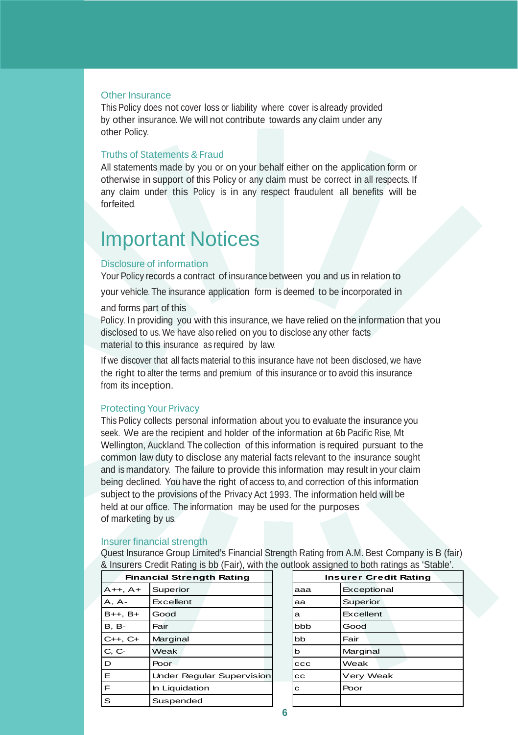### Other Insurance

This Policy does not cover loss or liability where cover is already provided by other insurance. We will not contribute towards any claim under any other Policy.

### Truths of Statements & Fraud

All statements made by you or on your behalf either on the application form or otherwise in support of this Policy or any claim must be correct in all respects. If any claim under this Policy is in any respect fraudulent all benefits will be forfeited.

# Important Notices

### Disclosure of information

Your Policy records a contract of insurance between you and us in relation to your vehicle. The insurance application form is deemed to be incorporated in and forms part of this Policy. In providing you with this insurance, we have relied on the information that you disclosed to us. We have also relied on you to disclose any other facts material to this insurance as required by law.

If we discover that all facts material to this insurance have not been disclosed, we have the right to alter the terms and premium of this insurance or to avoid this insurance from its inception.

### Protecting Your Privacy

This Policy collects personal information about you to evaluate the insurance you seek. We are the recipient and holder of the information at 6b Pacific Rise, Mt Wellington, Auckland. The collection of this information is required pursuant to the common law duty to disclose any material facts relevant to the insurance sought and is mandatory. The failure to provide this information may result in your claim being declined. You have the right of access to, and correction of this information subject to the provisions of the Privacy Act 1993. The information held will be held at our office. The information may be used for the purposes of marketing by us.

### Insurer financial strength

Quest Insurance Group Limited's Financial Strength Rating from A.M. Best Company is B (fair) & Insurers Credit Rating is bb (Fair), with the outlook assigned to both ratings as 'Stable'.

| Financial Strength Rating | |
|---|---|
| A++, A+ | Superior |
| A, A- | Excellent |
| B++, B+ | Good |
| B, B- | Fair |
| C++, C+ | Marginal |
| C, C- | Weak |
| D | Poor |
| E | Under Regular Supervision |
| F | In Liquidation |
| S | Suspended |

| Insurer Credit Rating | |
|---|---|
| aaa | Exceptional |
| aa | Superior |
| a | Excellent |
| bbb | Good |
| bb | Fair |
| b | Marginal |
| ccc | Weak |
| cc | Very Weak |
| c | Poor |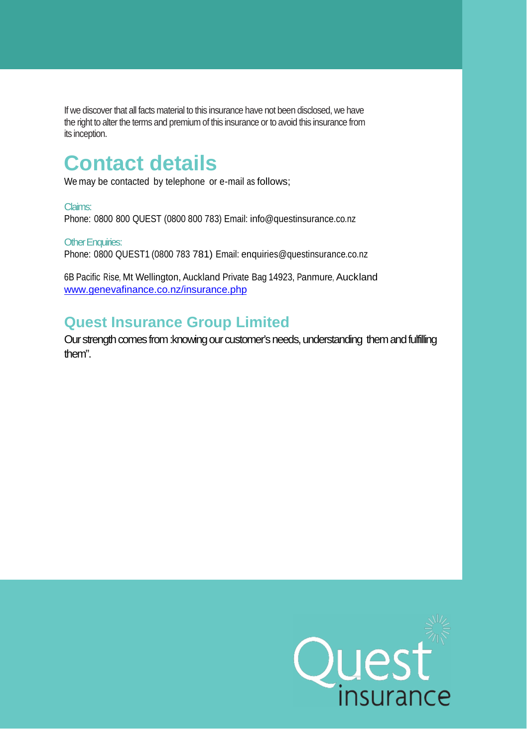If we discover that all facts material to this insurance have not been disclosed, we have the right to alter the terms and premium of this insurance or to avoid this insurance from its inception.

## Contact details

We may be contacted by telephone or e-mail as follows;

Claims:
Phone: 0800 800 QUEST (0800 800 783) Email: info@questinsurance.co.nz

Other Enquiries:
Phone: 0800 QUEST1 (0800 783 781) Email: enquiries@questinsurance.co.nz

6B Pacific Rise, Mt Wellington, Auckland Private Bag 14923, Panmure, Auckland
[www.genevafinance.co.nz/insurance.php](http://www.genevafinance.co.nz/insurance.php)

### Quest Insurance Group Limited

Our strength comes from :knowing our customer's needs, understanding them and fulfilling them".

Quest insurance